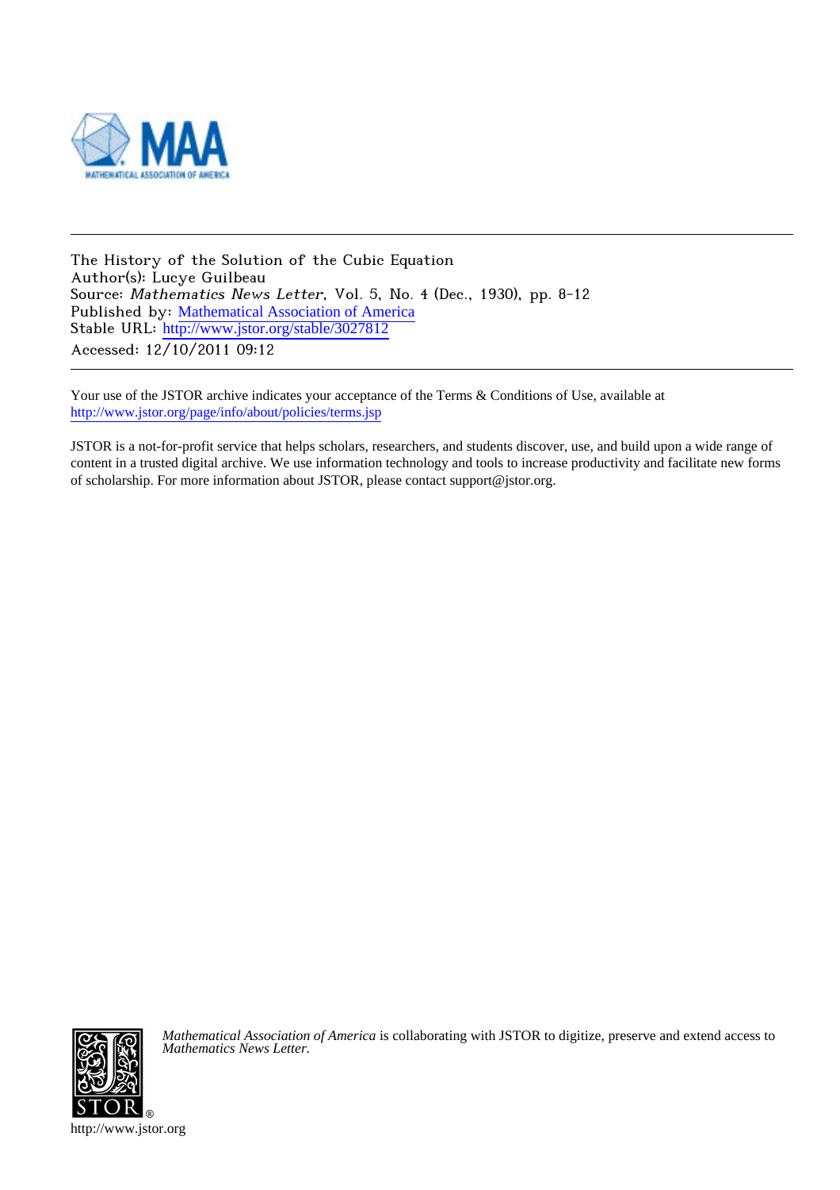The History of the Solution of the Cubic Equation
Author(s): Lucye Guilbeau
Source: *Mathematics News Letter*, Vol. 5, No. 4 (Dec., 1930), pp. 8-12
Published by: Mathematical Association of America
Stable URL: http://www.jstor.org/stable/3027812
Accessed: 12/10/2011 09:12

Your use of the JSTOR archive indicates your acceptance of the Terms & Conditions of Use, available at http://www.jstor.org/page/info/about/policies/terms.jsp

JSTOR is a not-for-profit service that helps scholars, researchers, and students discover, use, and build upon a wide range of content in a trusted digital archive. We use information technology and tools to increase productivity and facilitate new forms of scholarship. For more information about JSTOR, please contact support@jstor.org.

*Mathematical Association of America* is collaborating with JSTOR to digitize, preserve and extend access to *Mathematics News Letter.*

http://www.jstor.org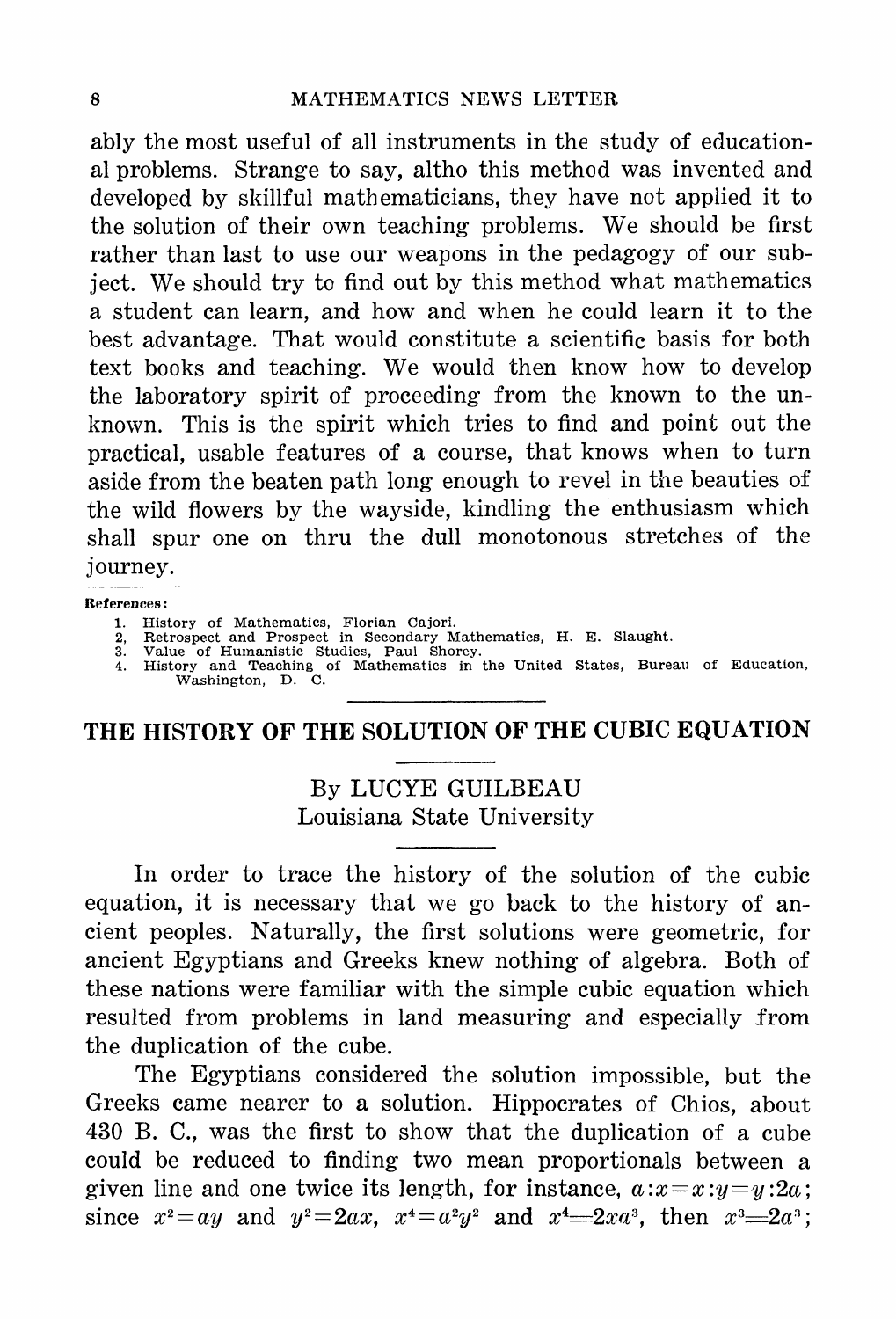ably the most useful of all instruments in the study of educational problems. Strange to say, altho this method was invented and developed by skillful mathematicians, they have not applied it to the solution of their own teaching problems. We should be first rather than last to use our weapons in the pedagogy of our subject. We should try to find out by this method what mathematics a student can learn, and how and when he could learn it to the best advantage. That would constitute a scientific basis for both text books and teaching. We would then know how to develop the laboratory spirit of proceeding from the known to the unknown. This is the spirit which tries to find and point out the practical, usable features of a course, that knows when to turn aside from the beaten path long enough to revel in the beauties of the wild flowers by the wayside, kindling the enthusiasm which shall spur one on thru the dull monotonous stretches of the journey.

**References:**

1. History of Mathematics, Florian Cajori.
2. Retrospect and Prospect in Secondary Mathematics, H. E. Slaught.
3. Value of Humanistic Studies, Paul Shorey.
4. History and Teaching of Mathematics in the United States, Bureau of Education, Washington, D. C.

---

## THE HISTORY OF THE SOLUTION OF THE CUBIC EQUATION

By LUCYE GUILBEAU
Louisiana State University

In order to trace the history of the solution of the cubic equation, it is necessary that we go back to the history of ancient peoples. Naturally, the first solutions were geometric, for ancient Egyptians and Greeks knew nothing of algebra. Both of these nations were familiar with the simple cubic equation which resulted from problems in land measuring and especially from the duplication of the cube.

The Egyptians considered the solution impossible, but the Greeks came nearer to a solution. Hippocrates of Chios, about 430 B. C., was the first to show that the duplication of a cube could be reduced to finding two mean proportionals between a given line and one twice its length, for instance, $a:x=x:y=y:2a$; since $x^2=ay$ and $y^2=2ax$, $x^4=a^2y^2$ and $x^4=2xa^3$, then $x^3=2a^3$;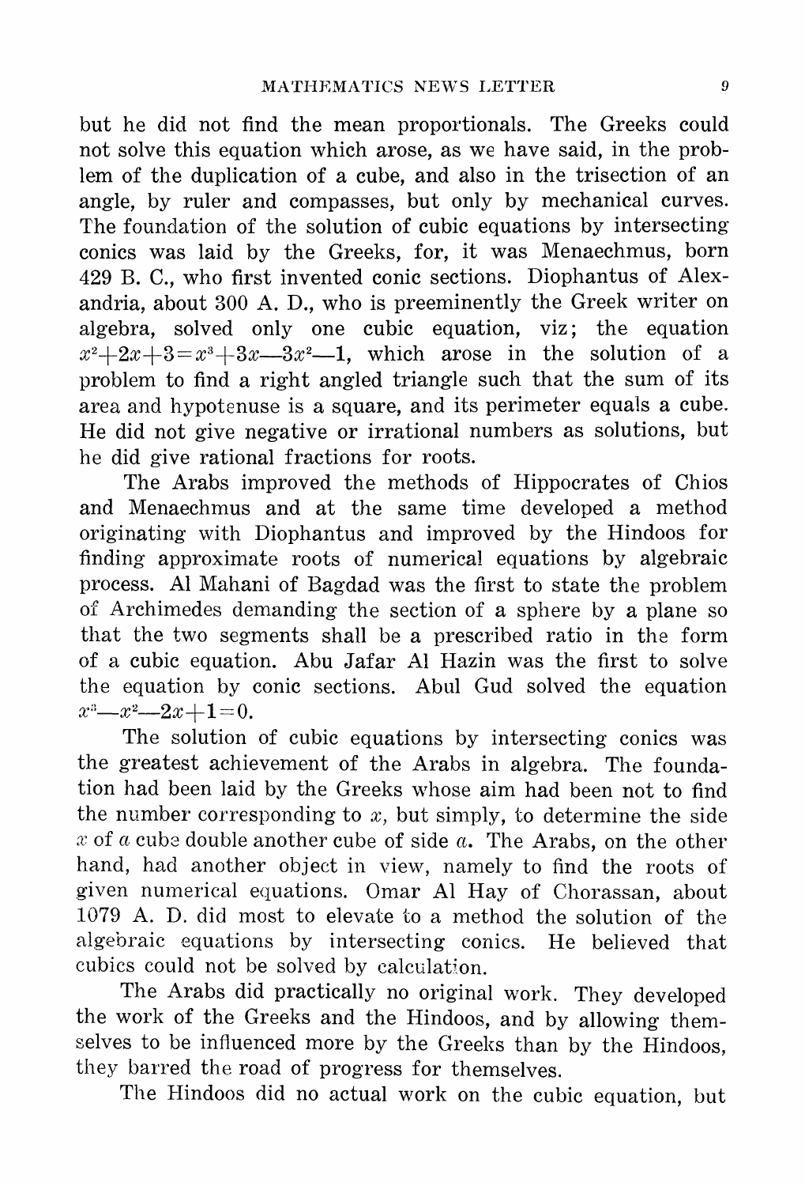but he did not find the mean proportionals. The Greeks could not solve this equation which arose, as we have said, in the problem of the duplication of a cube, and also in the trisection of an angle, by ruler and compasses, but only by mechanical curves. The foundation of the solution of cubic equations by intersecting conics was laid by the Greeks, for, it was Menaechmus, born 429 B. C., who first invented conic sections. Diophantus of Alexandria, about 300 A. D., who is preeminently the Greek writer on algebra, solved only one cubic equation, viz; the equation $x^2+2x+3=x^3+3x-3x^2-1$, which arose in the solution of a problem to find a right angled triangle such that the sum of its area and hypotenuse is a square, and its perimeter equals a cube. He did not give negative or irrational numbers as solutions, but he did give rational fractions for roots.

The Arabs improved the methods of Hippocrates of Chios and Menaechmus and at the same time developed a method originating with Diophantus and improved by the Hindoos for finding approximate roots of numerical equations by algebraic process. Al Mahani of Bagdad was the first to state the problem of Archimedes demanding the section of a sphere by a plane so that the two segments shall be a prescribed ratio in the form of a cubic equation. Abu Jafar Al Hazin was the first to solve the equation by conic sections. Abul Gud solved the equation $x^3-x^2-2x+1=0$.

The solution of cubic equations by intersecting conics was the greatest achievement of the Arabs in algebra. The foundation had been laid by the Greeks whose aim had been not to find the number corresponding to $x$, but simply, to determine the side $x$ of $a$ cube double another cube of side $a$. The Arabs, on the other hand, had another object in view, namely to find the roots of given numerical equations. Omar Al Hay of Chorassan, about 1079 A. D. did most to elevate to a method the solution of the algebraic equations by intersecting conics. He believed that cubics could not be solved by calculation.

The Arabs did practically no original work. They developed the work of the Greeks and the Hindoos, and by allowing themselves to be influenced more by the Greeks than by the Hindoos, they barred the road of progress for themselves.

The Hindoos did no actual work on the cubic equation, but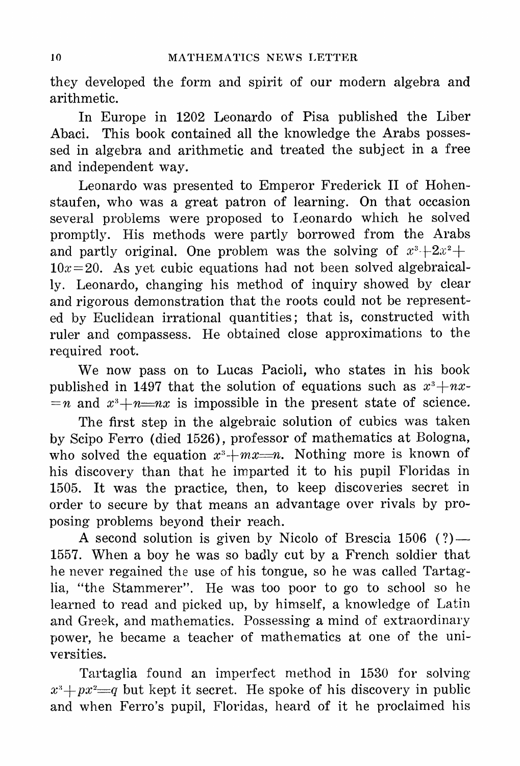they developed the form and spirit of our modern algebra and arithmetic.

In Europe in 1202 Leonardo of Pisa published the Liber Abaci. This book contained all the knowledge the Arabs possessed in algebra and arithmetic and treated the subject in a free and independent way.

Leonardo was presented to Emperor Frederick II of Hohenstaufen, who was a great patron of learning. On that occasion several problems were proposed to Leonardo which he solved promptly. His methods were partly borrowed from the Arabs and partly original. One problem was the solving of $x^3+2x^2+10x=20$. As yet cubic equations had not been solved algebraically. Leonardo, changing his method of inquiry showed by clear and rigorous demonstration that the roots could not be represented by Euclidean irrational quantities; that is, constructed with ruler and compassess. He obtained close approximations to the required root.

We now pass on to Lucas Pacioli, who states in his book published in 1497 that the solution of equations such as $x^3+nx=n$ and $x^3+n=nx$ is impossible in the present state of science.

The first step in the algebraic solution of cubics was taken by Scipo Ferro (died 1526), professor of mathematics at Bologna, who solved the equation $x^3+mx=n$. Nothing more is known of his discovery than that he imparted it to his pupil Floridas in 1505. It was the practice, then, to keep discoveries secret in order to secure by that means an advantage over rivals by proposing problems beyond their reach.

A second solution is given by Nicolo of Brescia 1506 (?)—1557. When a boy he was so badly cut by a French soldier that he never regained the use of his tongue, so he was called Tartaglia, "the Stammerer". He was too poor to go to school so he learned to read and picked up, by himself, a knowledge of Latin and Greek, and mathematics. Possessing a mind of extraordinary power, he became a teacher of mathematics at one of the universities.

Tartaglia found an imperfect method in 1530 for solving $x^3+px^2=q$ but kept it secret. He spoke of his discovery in public and when Ferro's pupil, Floridas, heard of it he proclaimed his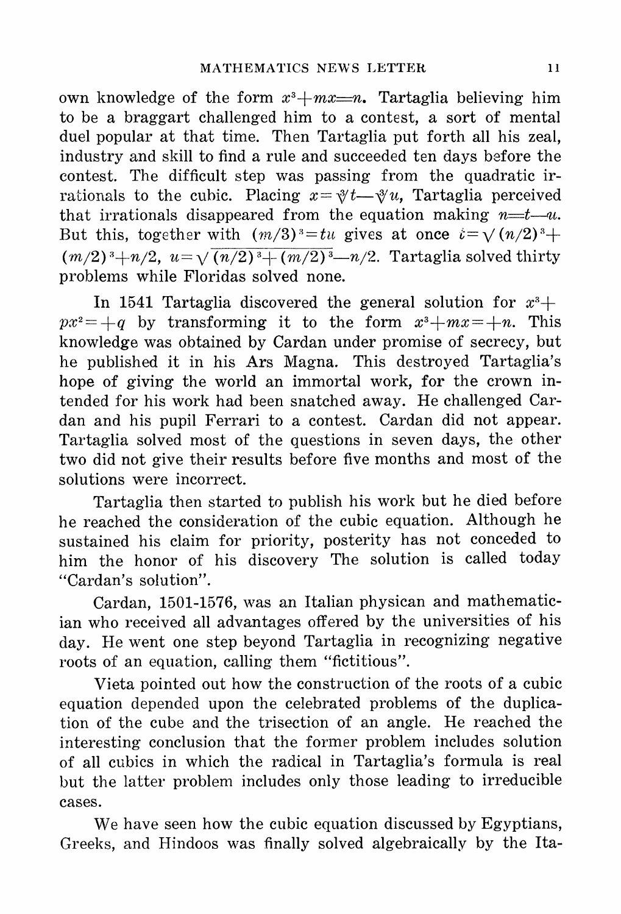own knowledge of the form $x^3+mx=n$. Tartaglia believing him to be a braggart challenged him to a contest, a sort of mental duel popular at that time. Then Tartaglia put forth all his zeal, industry and skill to find a rule and succeeded ten days before the contest. The difficult step was passing from the quadratic irrationals to the cubic. Placing $x=\sqrt[3]{t}-\sqrt[3]{u}$, Tartaglia perceived that irrationals disappeared from the equation making $n=t-u$. But this, together with $(m/3)^3=tu$ gives at once $t=\sqrt{(n/2)^3+(m/2)^3}+n/2$, $u=\sqrt{(n/2)^3+(m/2)^3}-n/2$. Tartaglia solved thirty problems while Floridas solved none.

In 1541 Tartaglia discovered the general solution for $x^3+px^2=+q$ by transforming it to the form $x^3+mx=+n$. This knowledge was obtained by Cardan under promise of secrecy, but he published it in his Ars Magna. This destroyed Tartaglia's hope of giving the world an immortal work, for the crown intended for his work had been snatched away. He challenged Cardan and his pupil Ferrari to a contest. Cardan did not appear. Tartaglia solved most of the questions in seven days, the other two did not give their results before five months and most of the solutions were incorrect.

Tartaglia then started to publish his work but he died before he reached the consideration of the cubic equation. Although he sustained his claim for priority, posterity has not conceded to him the honor of his discovery The solution is called today "Cardan's solution".

Cardan, 1501-1576, was an Italian physican and mathematician who received all advantages offered by the universities of his day. He went one step beyond Tartaglia in recognizing negative roots of an equation, calling them "fictitious".

Vieta pointed out how the construction of the roots of a cubic equation depended upon the celebrated problems of the duplication of the cube and the trisection of an angle. He reached the interesting conclusion that the former problem includes solution of all cubics in which the radical in Tartaglia's formula is real but the latter problem includes only those leading to irreducible cases.

We have seen how the cubic equation discussed by Egyptians, Greeks, and Hindoos was finally solved algebraically by the Ita-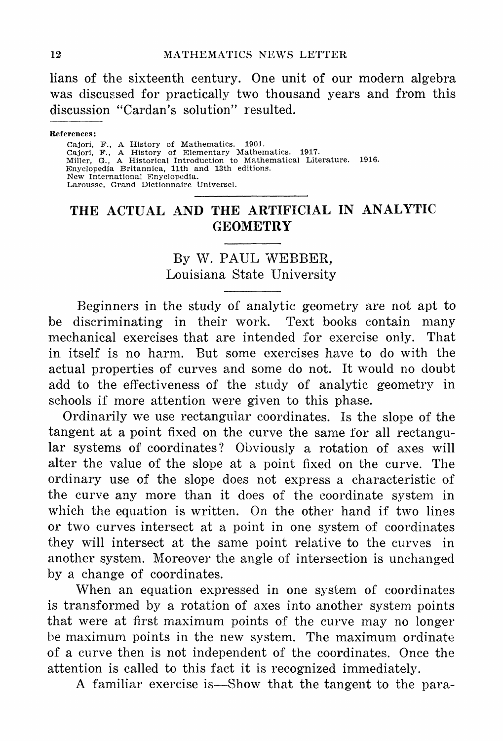lians of the sixteenth century. One unit of our modern algebra was discussed for practically two thousand years and from this discussion "Cardan's solution" resulted.

References:

Cajori, F., A History of Mathematics. 1901.
Cajori, F., A History of Elementary Mathematics. 1917.
Miller, G., A Historical Introduction to Mathematical Literature. 1916.
Enyclopedia Britannica, 11th and 13th editions.
New International Enyclopedia.
Larousse, Grand Dictionnaire Universel.

## THE ACTUAL AND THE ARTIFICIAL IN ANALYTIC GEOMETRY

By W. PAUL WEBBER,
Louisiana State University

Beginners in the study of analytic geometry are not apt to be discriminating in their work. Text books contain many mechanical exercises that are intended for exercise only. That in itself is no harm. But some exercises have to do with the actual properties of curves and some do not. It would no doubt add to the effectiveness of the study of analytic geometry in schools if more attention were given to this phase.

Ordinarily we use rectangular coordinates. Is the slope of the tangent at a point fixed on the curve the same for all rectangular systems of coordinates? Obviously a rotation of axes will alter the value of the slope at a point fixed on the curve. The ordinary use of the slope does not express a characteristic of the curve any more than it does of the coordinate system in which the equation is written. On the other hand if two lines or two curves intersect at a point in one system of coordinates they will intersect at the same point relative to the curves in another system. Moreover the angle of intersection is unchanged by a change of coordinates.

When an equation expressed in one system of coordinates is transformed by a rotation of axes into another system points that were at first maximum points of the curve may no longer be maximum points in the new system. The maximum ordinate of a curve then is not independent of the coordinates. Once the attention is called to this fact it is recognized immediately.

A familiar exercise is—Show that the tangent to the para-